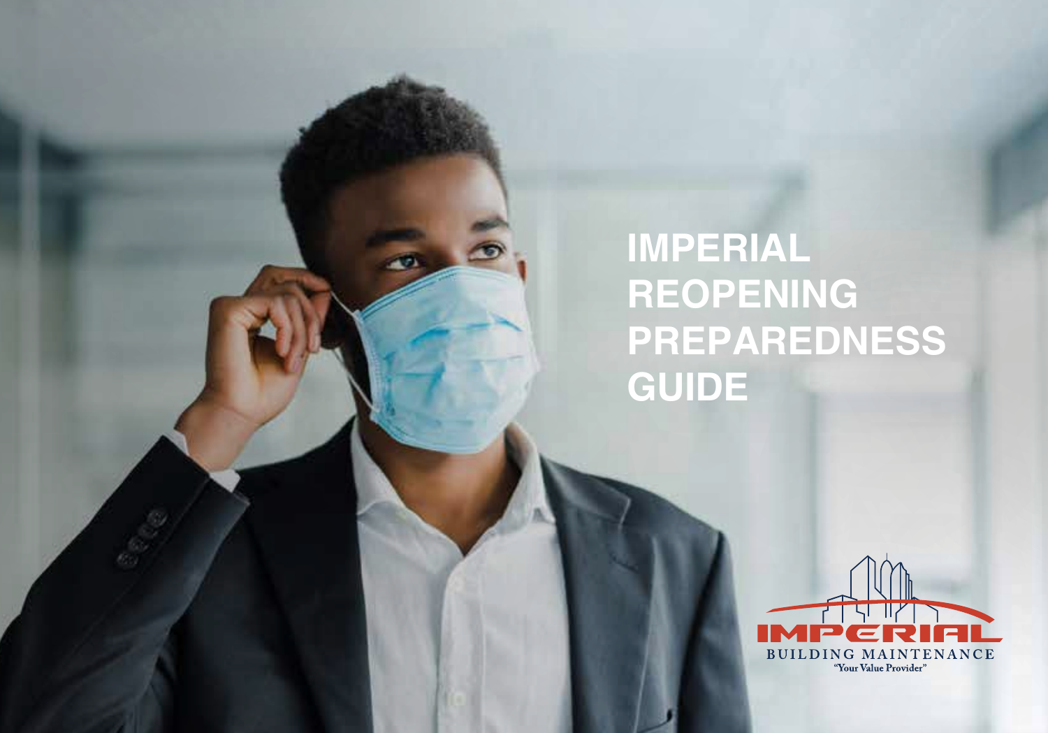# IMPERIAL REOPENING PREPAREDNESS GUIDE

IMPERIAL
BUILDING MAINTENANCE
"Your Value Provider"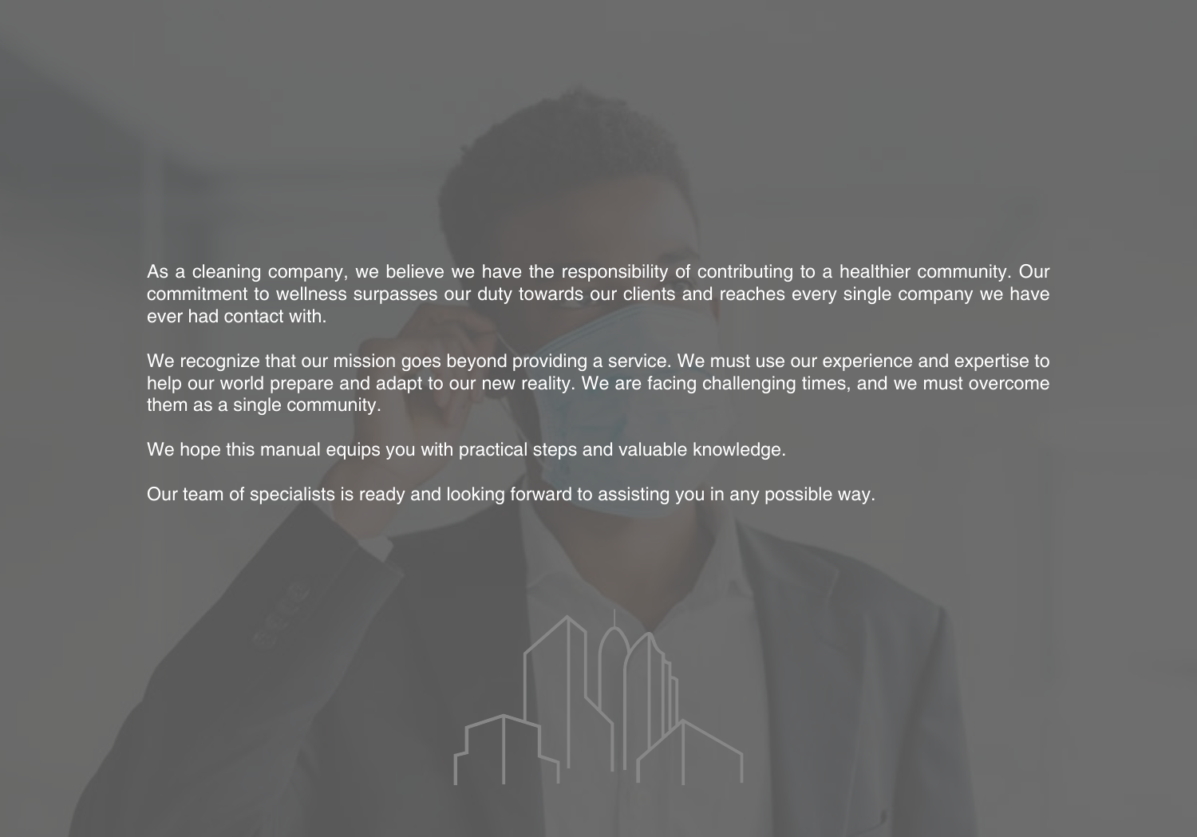As a cleaning company, we believe we have the responsibility of contributing to a healthier community. Our commitment to wellness surpasses our duty towards our clients and reaches every single company we have ever had contact with.

We recognize that our mission goes beyond providing a service. We must use our experience and expertise to help our world prepare and adapt to our new reality. We are facing challenging times, and we must overcome them as a single community.

We hope this manual equips you with practical steps and valuable knowledge.

Our team of specialists is ready and looking forward to assisting you in any possible way.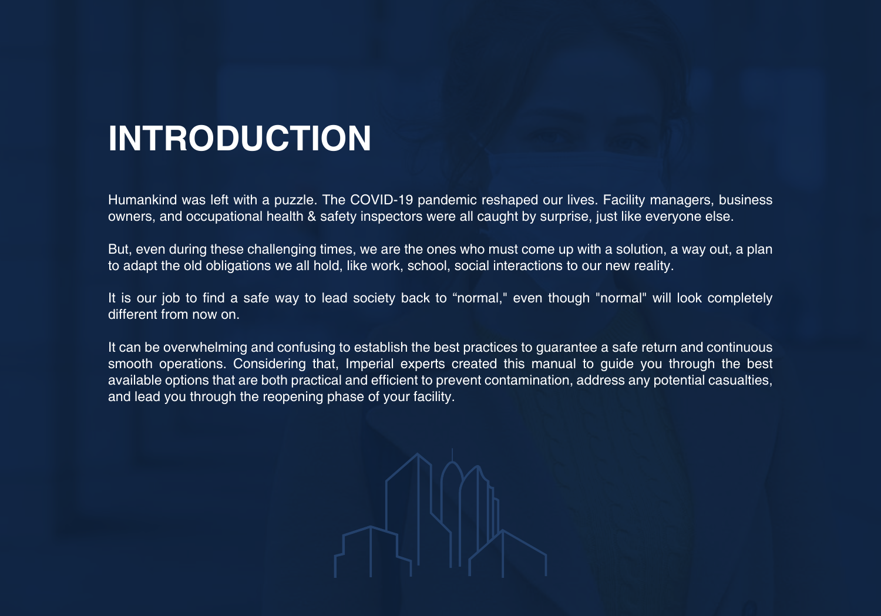# INTRODUCTION

Humankind was left with a puzzle. The COVID-19 pandemic reshaped our lives. Facility managers, business owners, and occupational health & safety inspectors were all caught by surprise, just like everyone else.

But, even during these challenging times, we are the ones who must come up with a solution, a way out, a plan to adapt the old obligations we all hold, like work, school, social interactions to our new reality.

It is our job to find a safe way to lead society back to “normal," even though "normal" will look completely different from now on.

It can be overwhelming and confusing to establish the best practices to guarantee a safe return and continuous smooth operations. Considering that, Imperial experts created this manual to guide you through the best available options that are both practical and efficient to prevent contamination, address any potential casualties, and lead you through the reopening phase of your facility.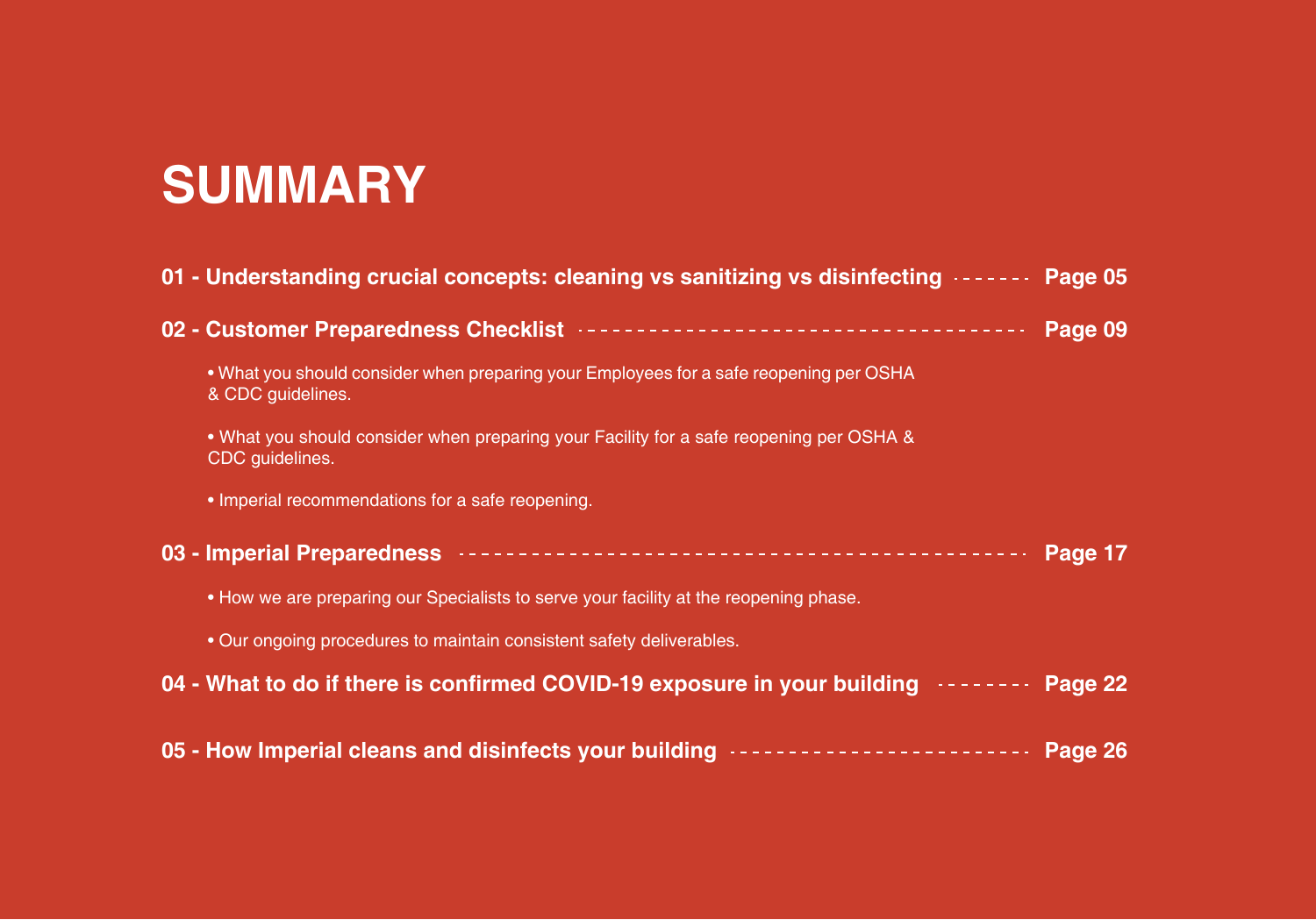# SUMMARY

**01 - Understanding crucial concepts: cleaning vs sanitizing vs disinfecting ------- Page 05**

**02 - Customer Preparedness Checklist ------- Page 09**

- What you should consider when preparing your Employees for a safe reopening per OSHA & CDC guidelines.
- What you should consider when preparing your Facility for a safe reopening per OSHA & CDC guidelines.
- Imperial recommendations for a safe reopening.

**03 - Imperial Preparedness ------- Page 17**

- How we are preparing our Specialists to serve your facility at the reopening phase.
- Our ongoing procedures to maintain consistent safety deliverables.

**04 - What to do if there is confirmed COVID-19 exposure in your building ------- Page 22**

**05 - How Imperial cleans and disinfects your building ------- Page 26**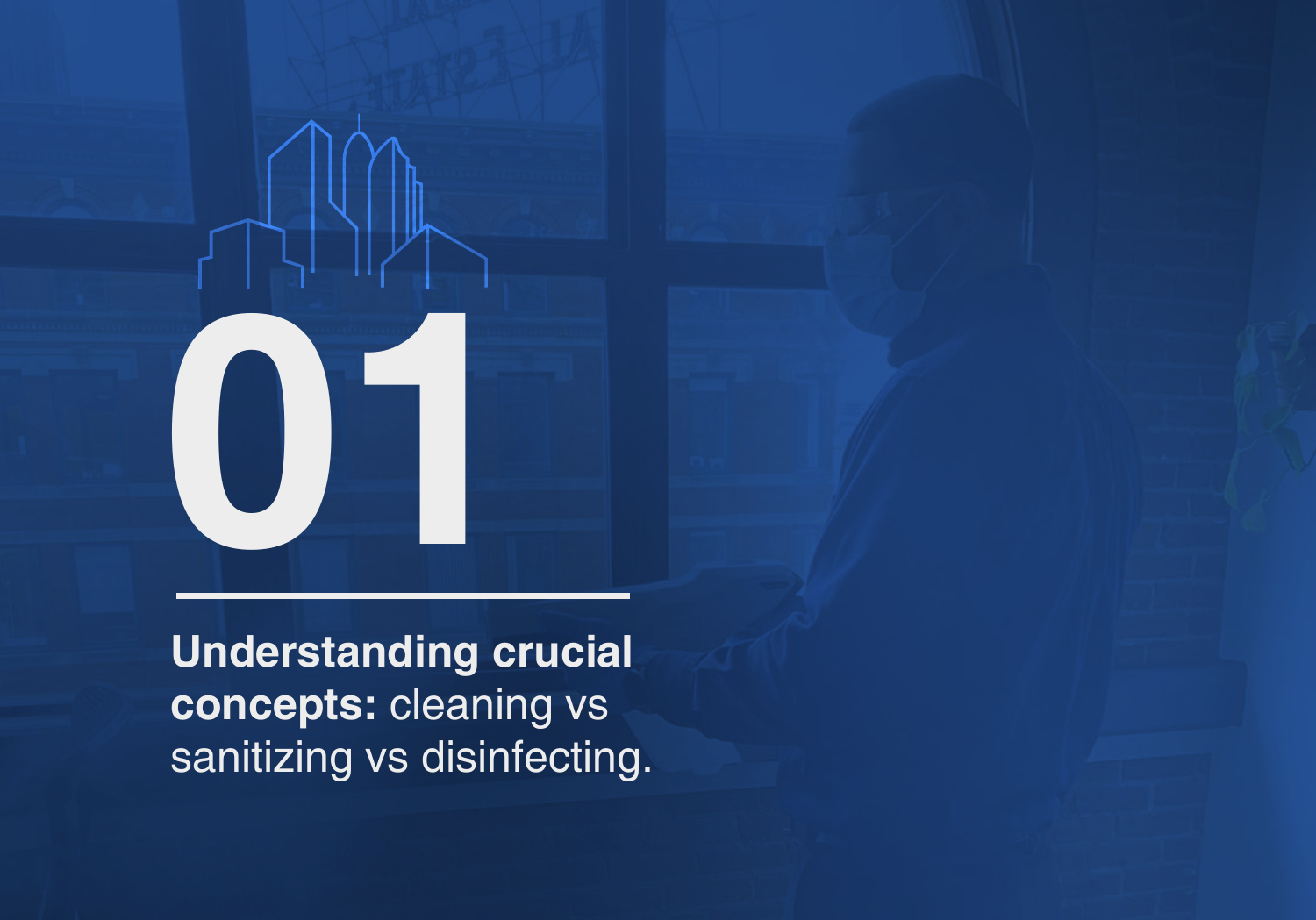# 01

**Understanding crucial concepts:** cleaning vs sanitizing vs disinfecting.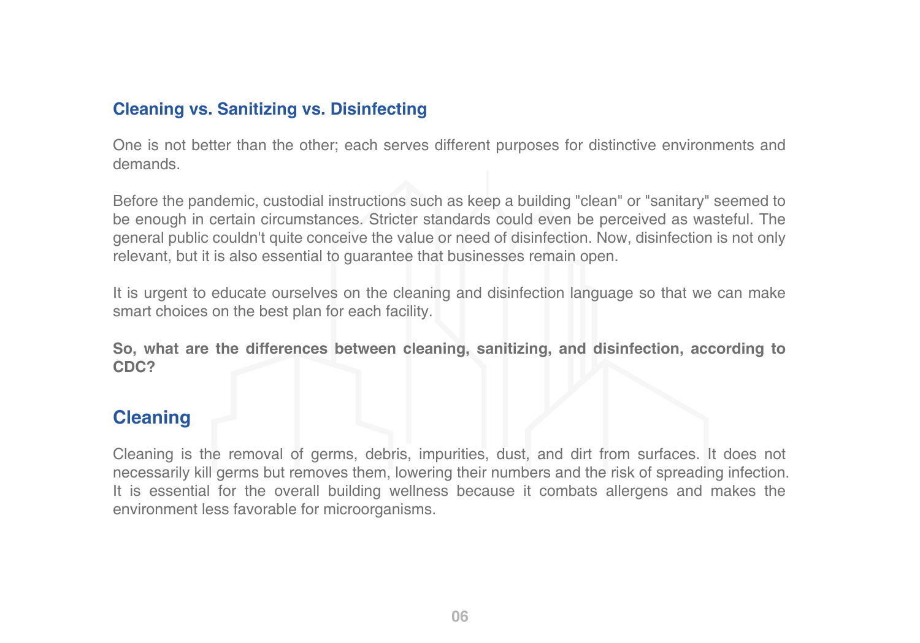## Cleaning vs. Sanitizing vs. Disinfecting

One is not better than the other; each serves different purposes for distinctive environments and demands.

Before the pandemic, custodial instructions such as keep a building "clean" or "sanitary" seemed to be enough in certain circumstances. Stricter standards could even be perceived as wasteful. The general public couldn't quite conceive the value or need of disinfection. Now, disinfection is not only relevant, but it is also essential to guarantee that businesses remain open.

It is urgent to educate ourselves on the cleaning and disinfection language so that we can make smart choices on the best plan for each facility.

**So, what are the differences between cleaning, sanitizing, and disinfection, according to CDC?**

## Cleaning

Cleaning is the removal of germs, debris, impurities, dust, and dirt from surfaces. It does not necessarily kill germs but removes them, lowering their numbers and the risk of spreading infection. It is essential for the overall building wellness because it combats allergens and makes the environment less favorable for microorganisms.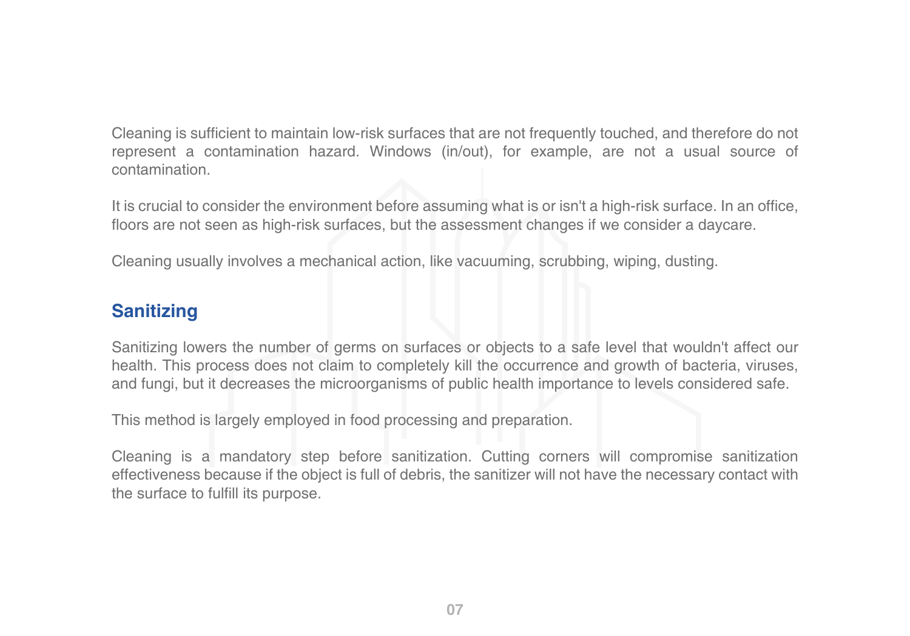Cleaning is sufficient to maintain low-risk surfaces that are not frequently touched, and therefore do not represent a contamination hazard. Windows (in/out), for example, are not a usual source of contamination.

It is crucial to consider the environment before assuming what is or isn't a high-risk surface. In an office, floors are not seen as high-risk surfaces, but the assessment changes if we consider a daycare.

Cleaning usually involves a mechanical action, like vacuuming, scrubbing, wiping, dusting.

## Sanitizing

Sanitizing lowers the number of germs on surfaces or objects to a safe level that wouldn't affect our health. This process does not claim to completely kill the occurrence and growth of bacteria, viruses, and fungi, but it decreases the microorganisms of public health importance to levels considered safe.

This method is largely employed in food processing and preparation.

Cleaning is a mandatory step before sanitization. Cutting corners will compromise sanitization effectiveness because if the object is full of debris, the sanitizer will not have the necessary contact with the surface to fulfill its purpose.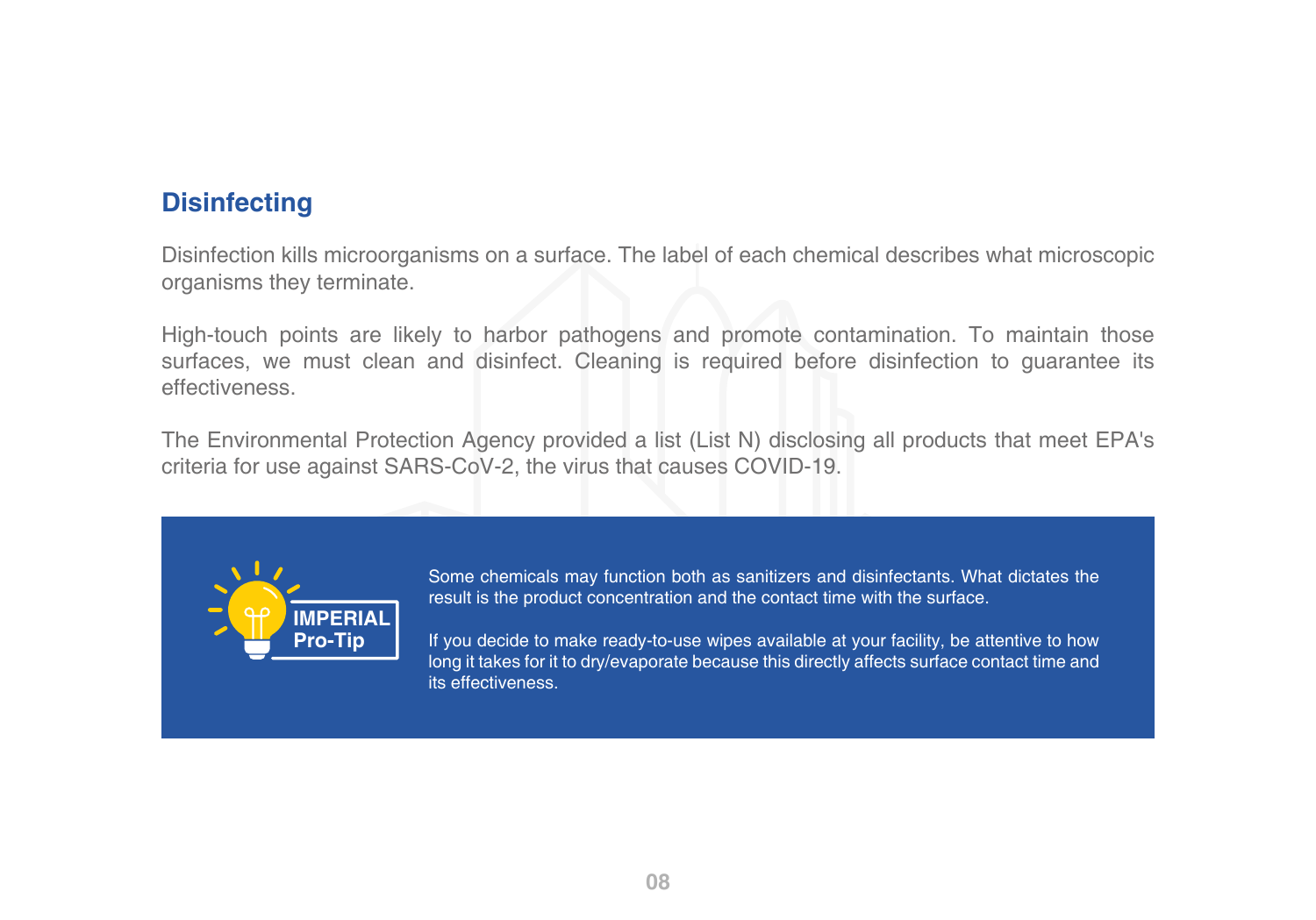## Disinfecting

Disinfection kills microorganisms on a surface. The label of each chemical describes what microscopic organisms they terminate.

High-touch points are likely to harbor pathogens and promote contamination. To maintain those surfaces, we must clean and disinfect. Cleaning is required before disinfection to guarantee its effectiveness.

The Environmental Protection Agency provided a list (List N) disclosing all products that meet EPA's criteria for use against SARS-CoV-2, the virus that causes COVID-19.

**IMPERIAL Pro-Tip**

Some chemicals may function both as sanitizers and disinfectants. What dictates the result is the product concentration and the contact time with the surface.

If you decide to make ready-to-use wipes available at your facility, be attentive to how long it takes for it to dry/evaporate because this directly affects surface contact time and its effectiveness.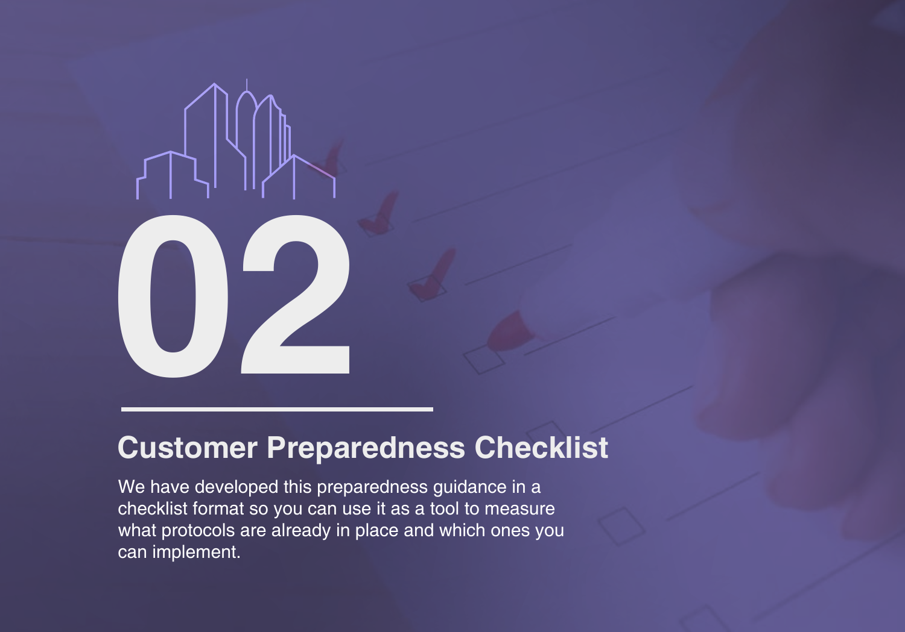# 02

## Customer Preparedness Checklist

We have developed this preparedness guidance in a checklist format so you can use it as a tool to measure what protocols are already in place and which ones you can implement.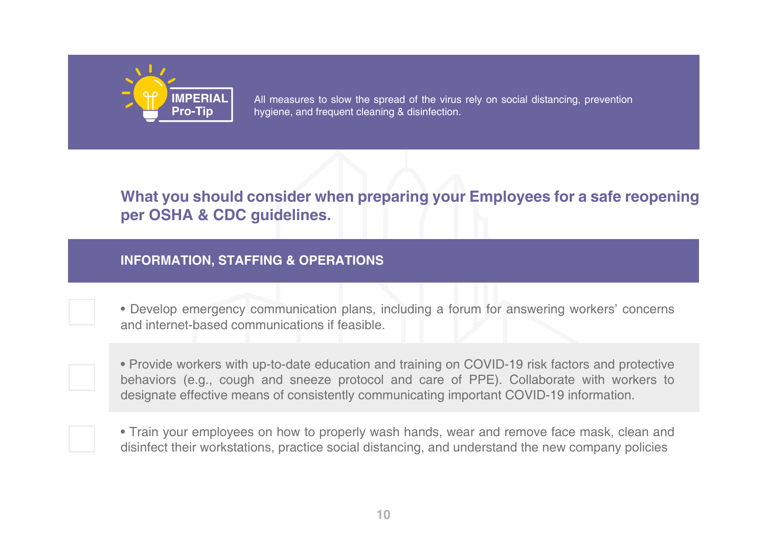**IMPERIAL Pro-Tip**

All measures to slow the spread of the virus rely on social distancing, prevention hygiene, and frequent cleaning & disinfection.

## What you should consider when preparing your Employees for a safe reopening per OSHA & CDC guidelines.

### INFORMATION, STAFFING & OPERATIONS

- [ ] • Develop emergency communication plans, including a forum for answering workers' concerns and internet-based communications if feasible.
- [ ] • Provide workers with up-to-date education and training on COVID-19 risk factors and protective behaviors (e.g., cough and sneeze protocol and care of PPE). Collaborate with workers to designate effective means of consistently communicating important COVID-19 information.
- [ ] • Train your employees on how to properly wash hands, wear and remove face mask, clean and disinfect their workstations, practice social distancing, and understand the new company policies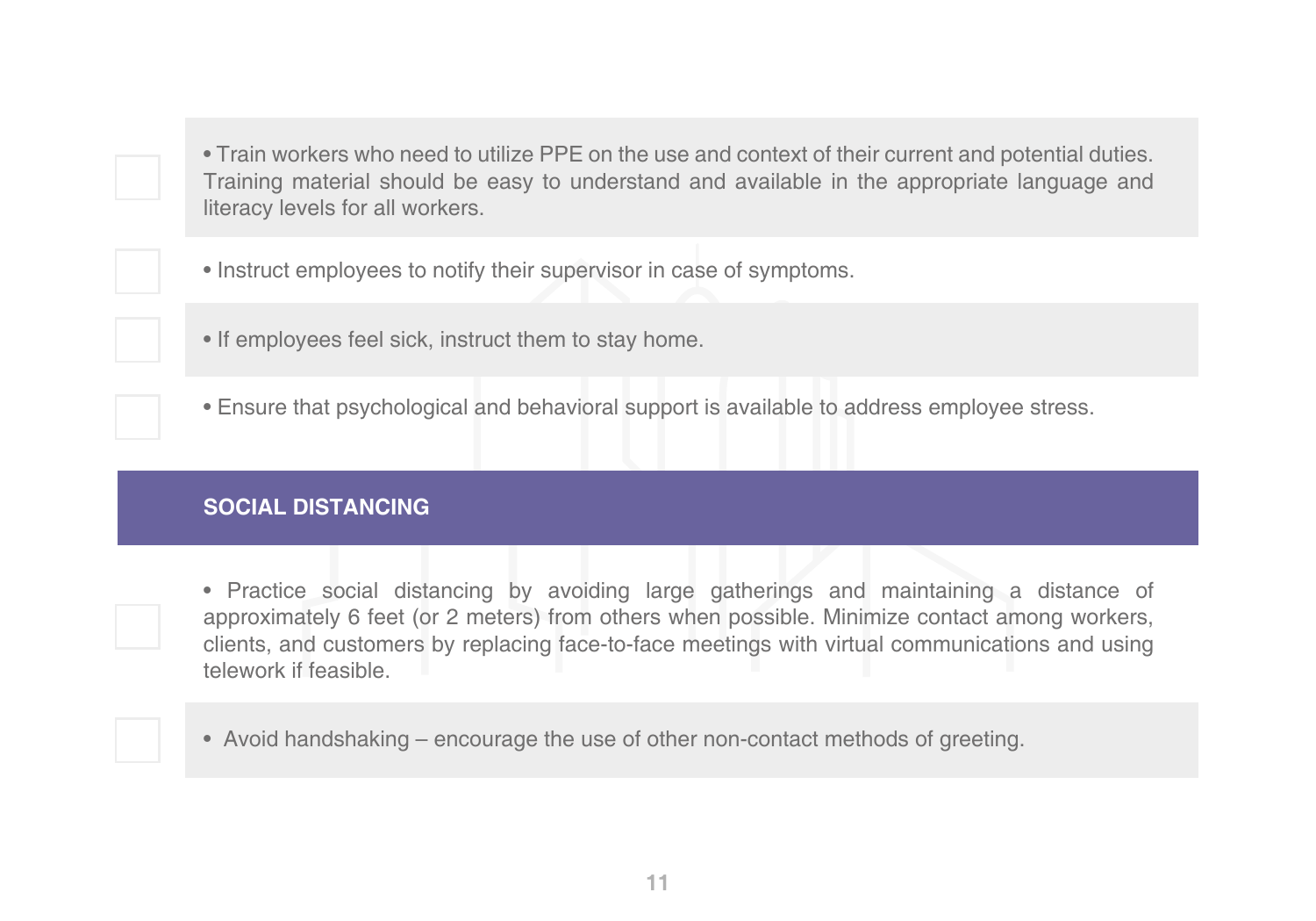- [ ] Train workers who need to utilize PPE on the use and context of their current and potential duties. Training material should be easy to understand and available in the appropriate language and literacy levels for all workers.
- [ ] Instruct employees to notify their supervisor in case of symptoms.
- [ ] If employees feel sick, instruct them to stay home.
- [ ] Ensure that psychological and behavioral support is available to address employee stress.

## SOCIAL DISTANCING

- [ ] Practice social distancing by avoiding large gatherings and maintaining a distance of approximately 6 feet (or 2 meters) from others when possible. Minimize contact among workers, clients, and customers by replacing face-to-face meetings with virtual communications and using telework if feasible.
- [ ] Avoid handshaking – encourage the use of other non-contact methods of greeting.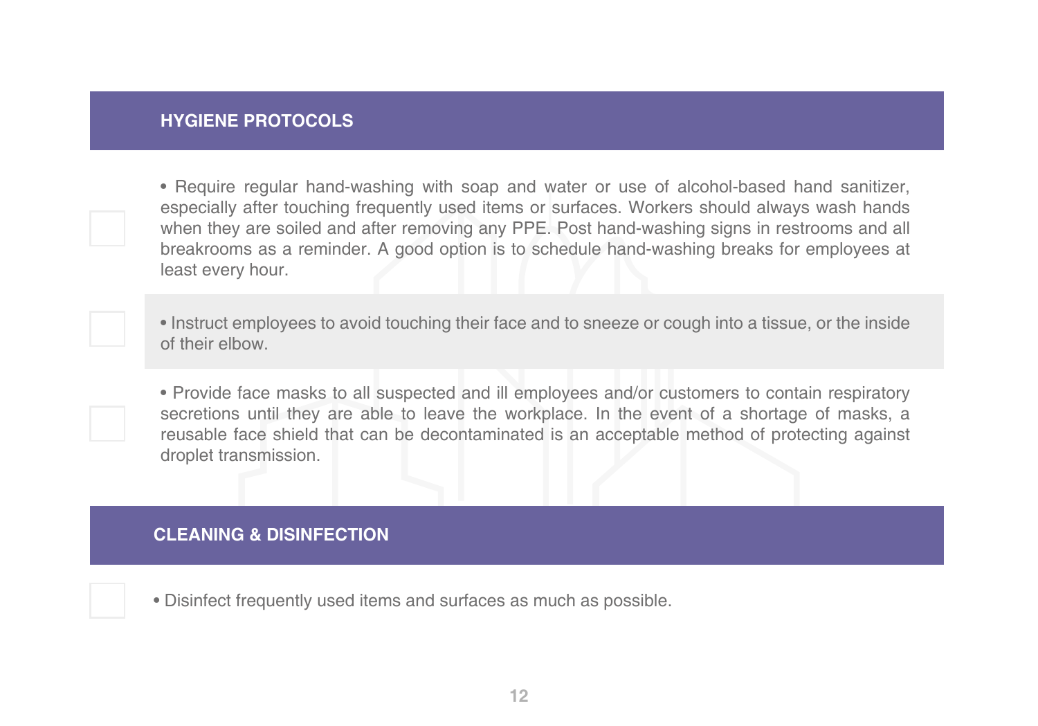## HYGIENE PROTOCOLS

- Require regular hand-washing with soap and water or use of alcohol-based hand sanitizer, especially after touching frequently used items or surfaces. Workers should always wash hands when they are soiled and after removing any PPE. Post hand-washing signs in restrooms and all breakrooms as a reminder. A good option is to schedule hand-washing breaks for employees at least every hour.

- Instruct employees to avoid touching their face and to sneeze or cough into a tissue, or the inside of their elbow.

- Provide face masks to all suspected and ill employees and/or customers to contain respiratory secretions until they are able to leave the workplace. In the event of a shortage of masks, a reusable face shield that can be decontaminated is an acceptable method of protecting against droplet transmission.

## CLEANING & DISINFECTION

- Disinfect frequently used items and surfaces as much as possible.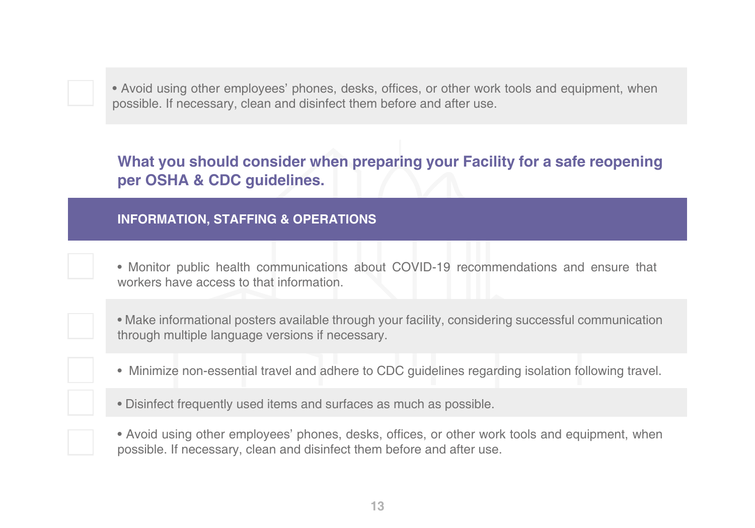- [ ] • Avoid using other employees' phones, desks, offices, or other work tools and equipment, when possible. If necessary, clean and disinfect them before and after use.

## What you should consider when preparing your Facility for a safe reopening per OSHA & CDC guidelines.

### INFORMATION, STAFFING & OPERATIONS

- [ ] • Monitor public health communications about COVID-19 recommendations and ensure that workers have access to that information.
- [ ] • Make informational posters available through your facility, considering successful communication through multiple language versions if necessary.
- [ ] • Minimize non-essential travel and adhere to CDC guidelines regarding isolation following travel.
- [ ] • Disinfect frequently used items and surfaces as much as possible.
- [ ] • Avoid using other employees' phones, desks, offices, or other work tools and equipment, when possible. If necessary, clean and disinfect them before and after use.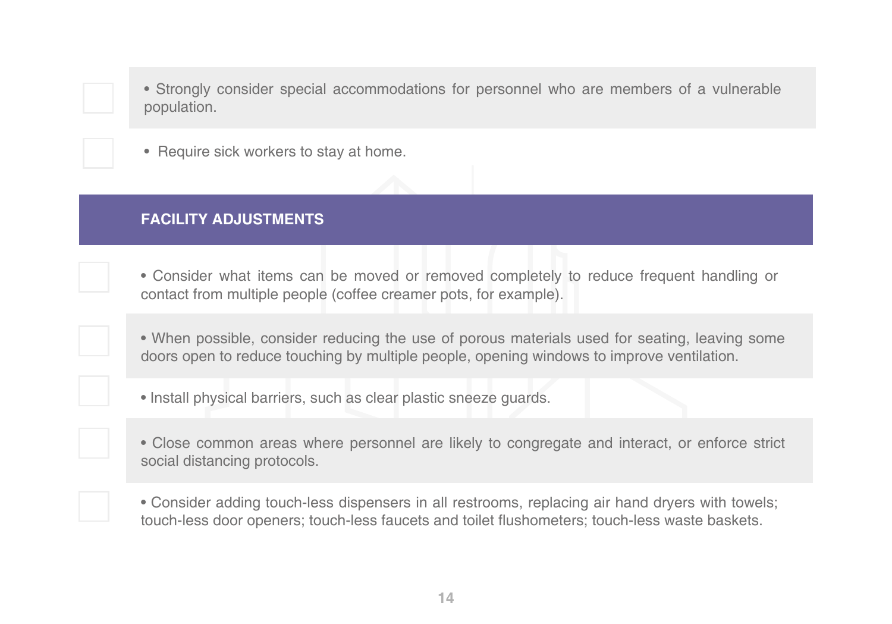- [ ] Strongly consider special accommodations for personnel who are members of a vulnerable population.
- [ ] Require sick workers to stay at home.

## FACILITY ADJUSTMENTS

- [ ] Consider what items can be moved or removed completely to reduce frequent handling or contact from multiple people (coffee creamer pots, for example).
- [ ] When possible, consider reducing the use of porous materials used for seating, leaving some doors open to reduce touching by multiple people, opening windows to improve ventilation.
- [ ] Install physical barriers, such as clear plastic sneeze guards.
- [ ] Close common areas where personnel are likely to congregate and interact, or enforce strict social distancing protocols.
- [ ] Consider adding touch-less dispensers in all restrooms, replacing air hand dryers with towels; touch-less door openers; touch-less faucets and toilet flushometers; touch-less waste baskets.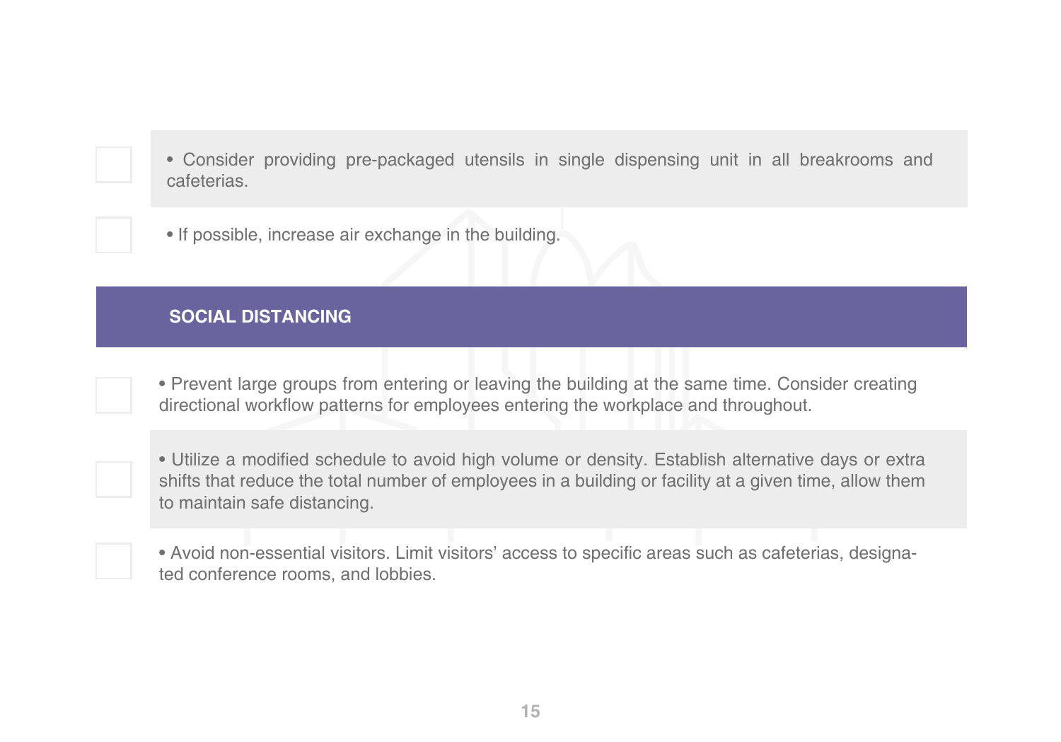- Consider providing pre-packaged utensils in single dispensing unit in all breakrooms and cafeterias.

- If possible, increase air exchange in the building.

## SOCIAL DISTANCING

- Prevent large groups from entering or leaving the building at the same time. Consider creating directional workflow patterns for employees entering the workplace and throughout.

- Utilize a modified schedule to avoid high volume or density. Establish alternative days or extra shifts that reduce the total number of employees in a building or facility at a given time, allow them to maintain safe distancing.

- Avoid non-essential visitors. Limit visitors' access to specific areas such as cafeterias, designated conference rooms, and lobbies.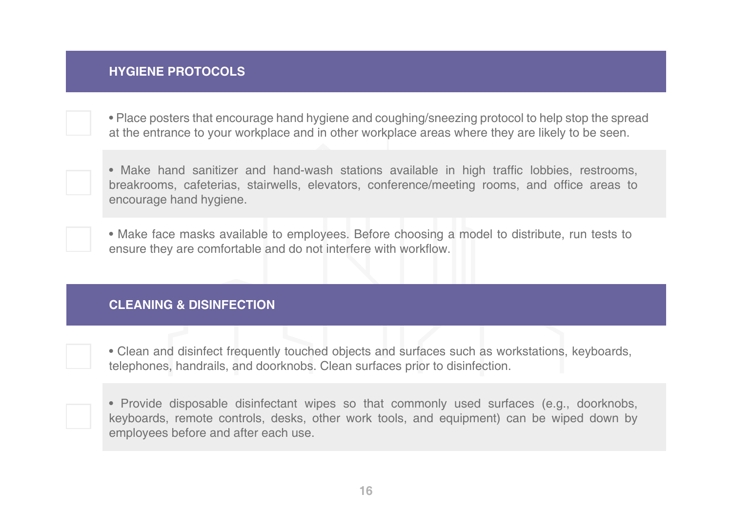## HYGIENE PROTOCOLS

- [ ] Place posters that encourage hand hygiene and coughing/sneezing protocol to help stop the spread at the entrance to your workplace and in other workplace areas where they are likely to be seen.
- [ ] Make hand sanitizer and hand-wash stations available in high traffic lobbies, restrooms, breakrooms, cafeterias, stairwells, elevators, conference/meeting rooms, and office areas to encourage hand hygiene.
- [ ] Make face masks available to employees. Before choosing a model to distribute, run tests to ensure they are comfortable and do not interfere with workflow.

## CLEANING & DISINFECTION

- [ ] Clean and disinfect frequently touched objects and surfaces such as workstations, keyboards, telephones, handrails, and doorknobs. Clean surfaces prior to disinfection.
- [ ] Provide disposable disinfectant wipes so that commonly used surfaces (e.g., doorknobs, keyboards, remote controls, desks, other work tools, and equipment) can be wiped down by employees before and after each use.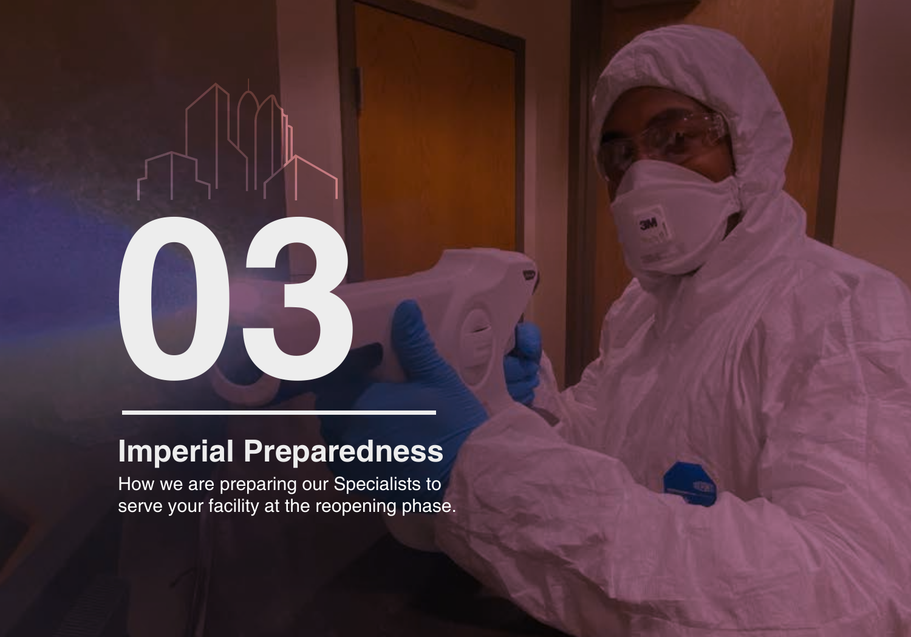# 03

## Imperial Preparedness

How we are preparing our Specialists to serve your facility at the reopening phase.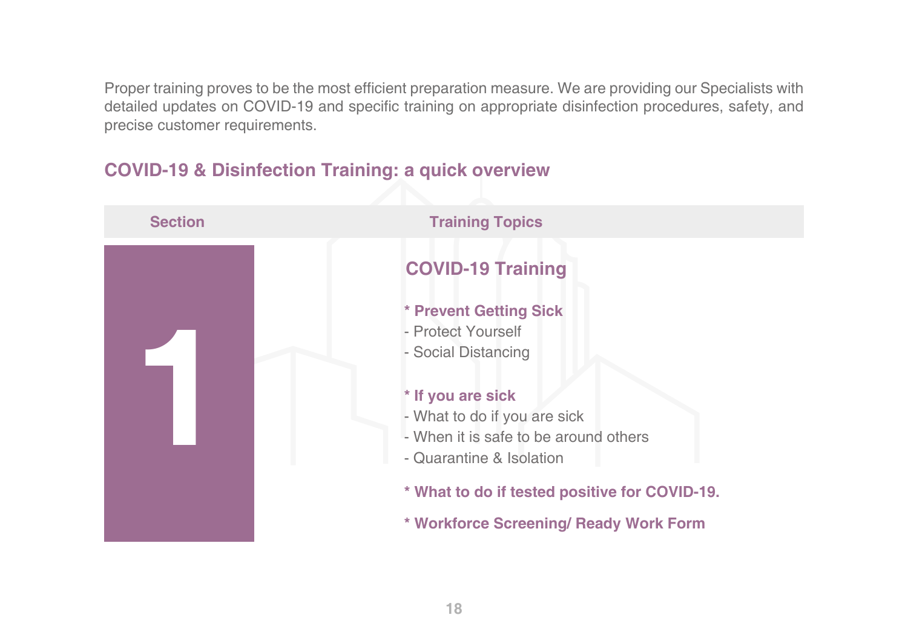Proper training proves to be the most efficient preparation measure. We are providing our Specialists with detailed updates on COVID-19 and specific training on appropriate disinfection procedures, safety, and precise customer requirements.

## COVID-19 & Disinfection Training: a quick overview

| Section | Training Topics |
| --- | --- |
| 1 | **COVID-19 Training**<br><br>**\* Prevent Getting Sick**<br>- Protect Yourself<br>- Social Distancing<br><br>**\* If you are sick**<br>- What to do if you are sick<br>- When it is safe to be around others<br>- Quarantine & Isolation<br><br>**\* What to do if tested positive for COVID-19.**<br><br>**\* Workforce Screening/ Ready Work Form** |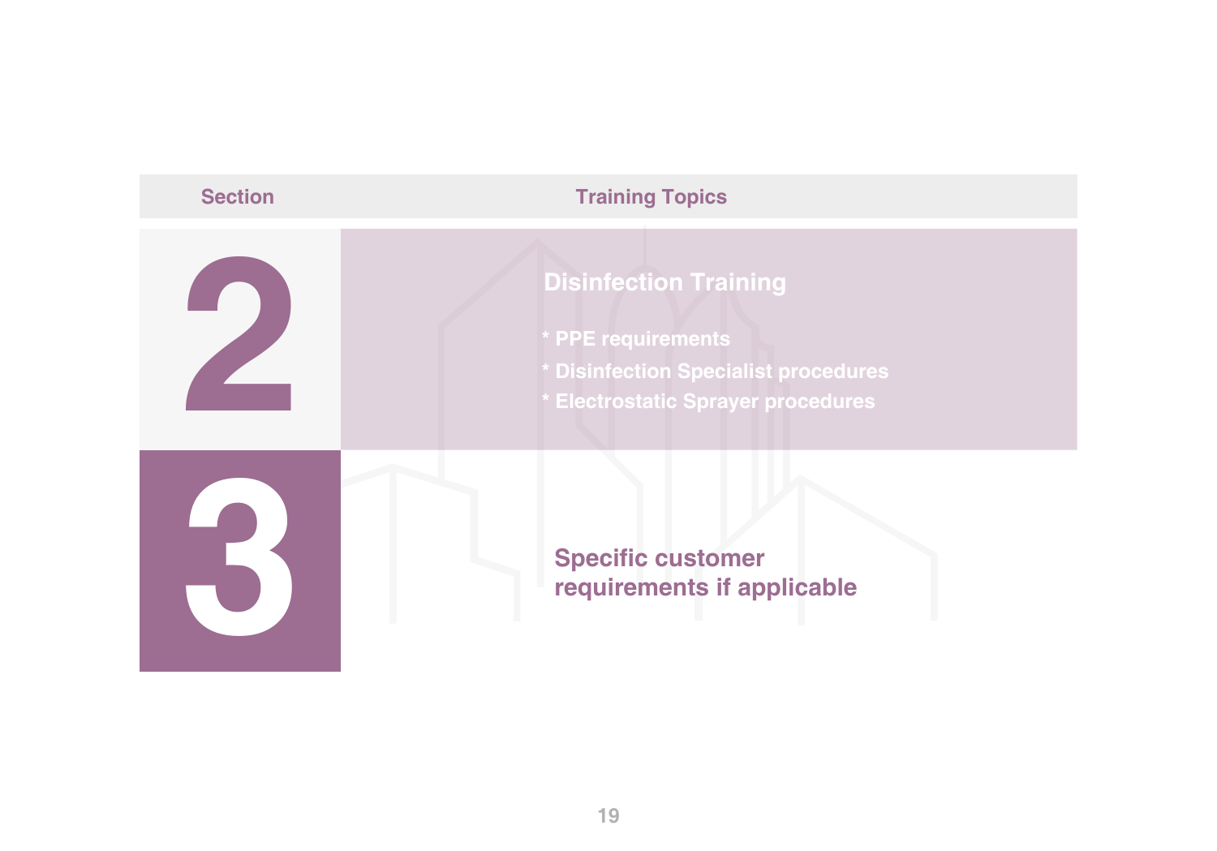| Section | Training Topics |
| --- | --- |
| 2 | **Disinfection Training**<br>* PPE requirements<br>* Disinfection Specialist procedures<br>* Electrostatic Sprayer procedures |
| 3 | **Specific customer requirements if applicable** |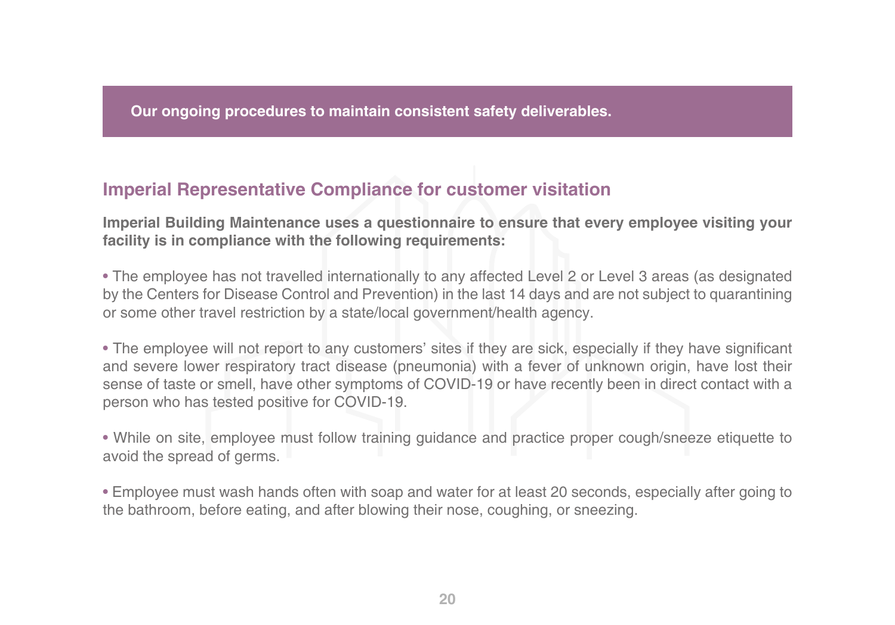**Our ongoing procedures to maintain consistent safety deliverables.**

## Imperial Representative Compliance for customer visitation

**Imperial Building Maintenance uses a questionnaire to ensure that every employee visiting your facility is in compliance with the following requirements:**

- The employee has not travelled internationally to any affected Level 2 or Level 3 areas (as designated by the Centers for Disease Control and Prevention) in the last 14 days and are not subject to quarantining or some other travel restriction by a state/local government/health agency.

- The employee will not report to any customers' sites if they are sick, especially if they have significant and severe lower respiratory tract disease (pneumonia) with a fever of unknown origin, have lost their sense of taste or smell, have other symptoms of COVID-19 or have recently been in direct contact with a person who has tested positive for COVID-19.

- While on site, employee must follow training guidance and practice proper cough/sneeze etiquette to avoid the spread of germs.

- Employee must wash hands often with soap and water for at least 20 seconds, especially after going to the bathroom, before eating, and after blowing their nose, coughing, or sneezing.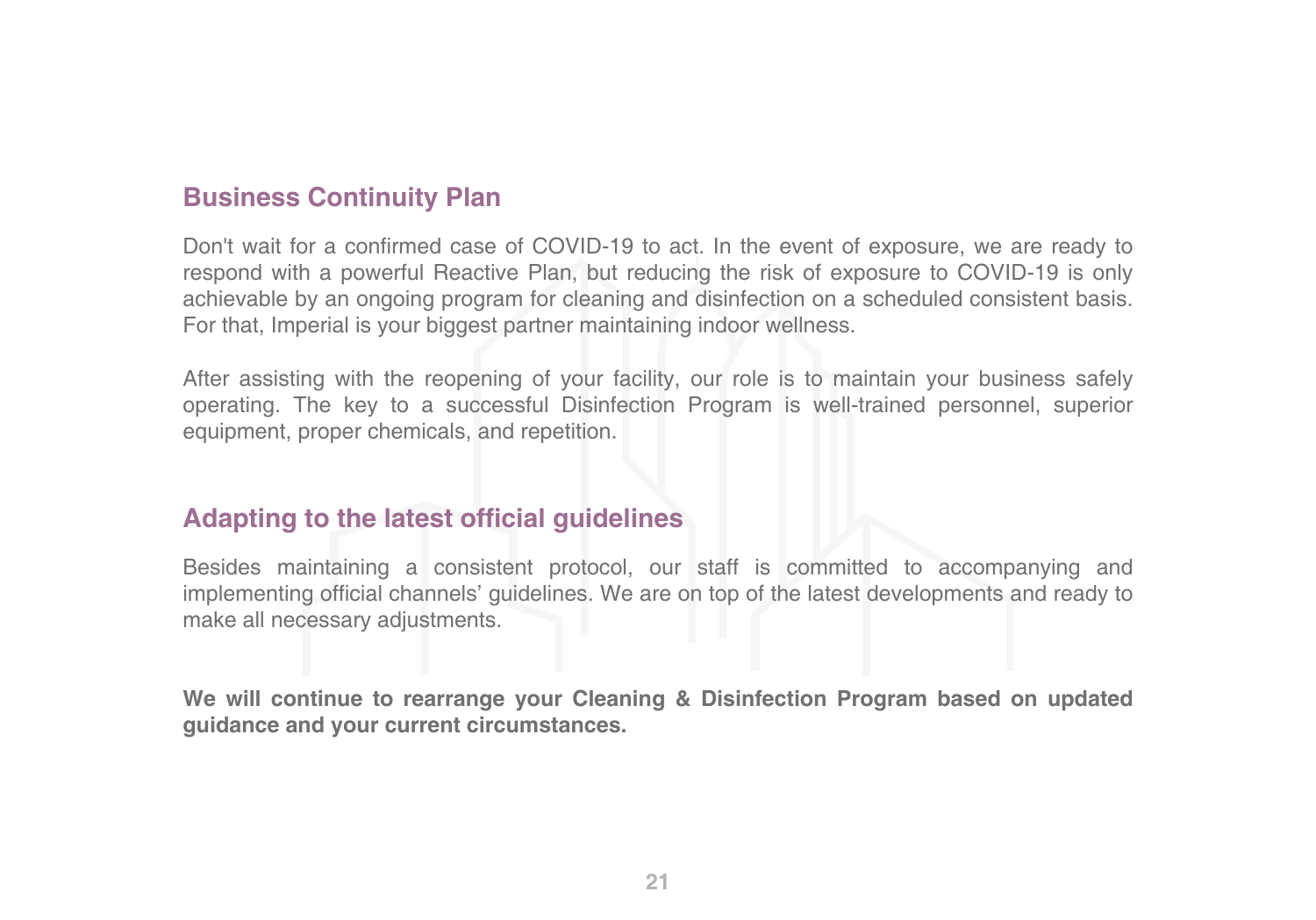## Business Continuity Plan

Don't wait for a confirmed case of COVID-19 to act. In the event of exposure, we are ready to respond with a powerful Reactive Plan, but reducing the risk of exposure to COVID-19 is only achievable by an ongoing program for cleaning and disinfection on a scheduled consistent basis. For that, Imperial is your biggest partner maintaining indoor wellness.

After assisting with the reopening of your facility, our role is to maintain your business safely operating. The key to a successful Disinfection Program is well-trained personnel, superior equipment, proper chemicals, and repetition.

## Adapting to the latest official guidelines

Besides maintaining a consistent protocol, our staff is committed to accompanying and implementing official channels' guidelines. We are on top of the latest developments and ready to make all necessary adjustments.

**We will continue to rearrange your Cleaning & Disinfection Program based on updated guidance and your current circumstances.**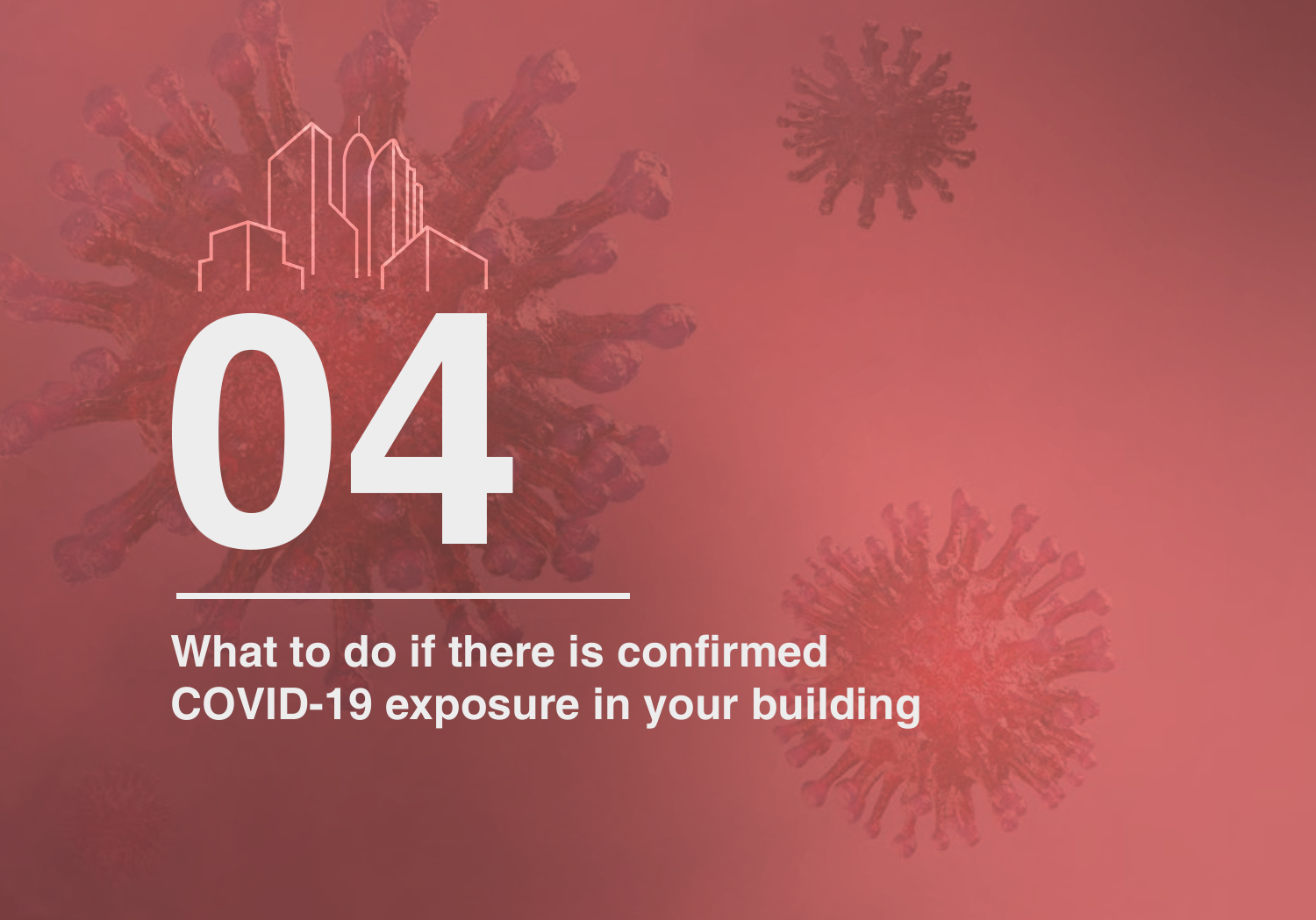# 04

## What to do if there is confirmed COVID-19 exposure in your building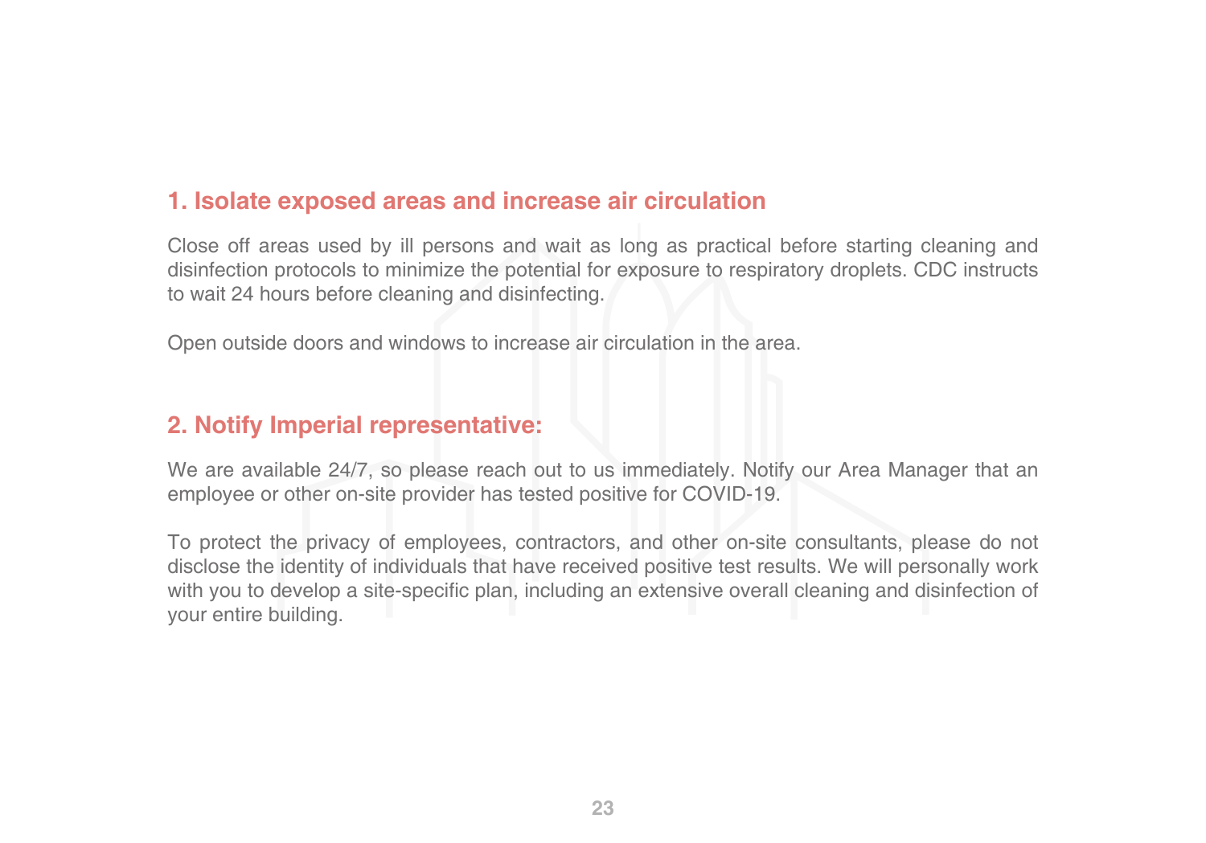## 1. Isolate exposed areas and increase air circulation

Close off areas used by ill persons and wait as long as practical before starting cleaning and disinfection protocols to minimize the potential for exposure to respiratory droplets. CDC instructs to wait 24 hours before cleaning and disinfecting.

Open outside doors and windows to increase air circulation in the area.

## 2. Notify Imperial representative:

We are available 24/7, so please reach out to us immediately. Notify our Area Manager that an employee or other on-site provider has tested positive for COVID-19.

To protect the privacy of employees, contractors, and other on-site consultants, please do not disclose the identity of individuals that have received positive test results. We will personally work with you to develop a site-specific plan, including an extensive overall cleaning and disinfection of your entire building.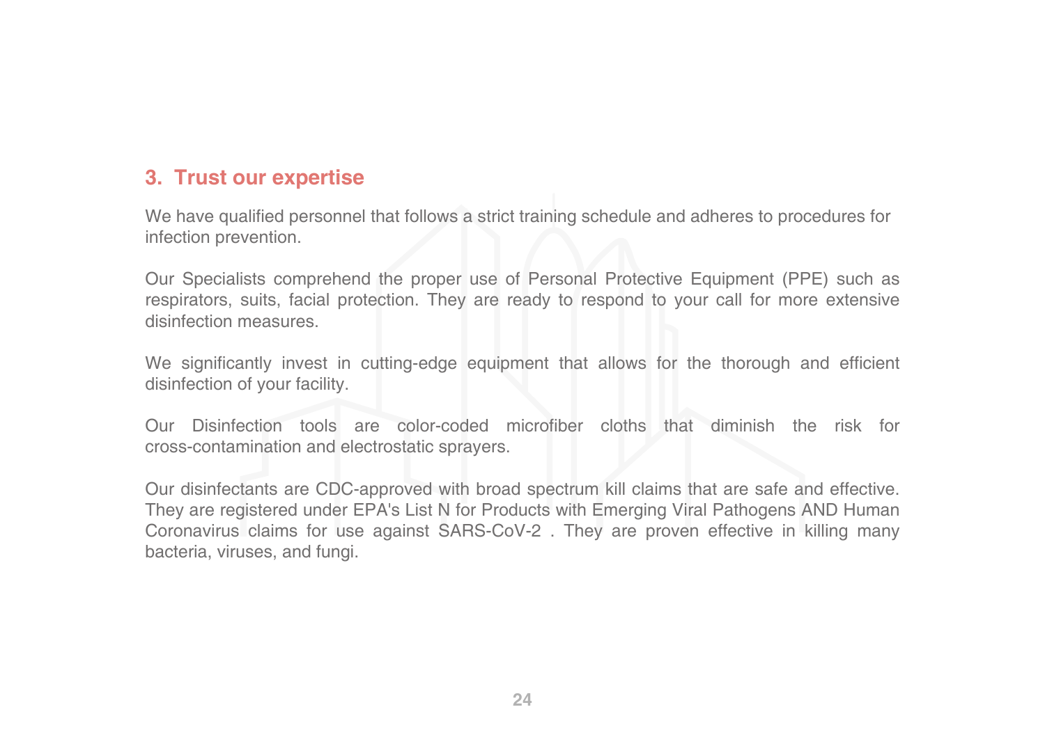## 3. Trust our expertise

We have qualified personnel that follows a strict training schedule and adheres to procedures for infection prevention.

Our Specialists comprehend the proper use of Personal Protective Equipment (PPE) such as respirators, suits, facial protection. They are ready to respond to your call for more extensive disinfection measures.

We significantly invest in cutting-edge equipment that allows for the thorough and efficient disinfection of your facility.

Our Disinfection tools are color-coded microfiber cloths that diminish the risk for cross-contamination and electrostatic sprayers.

Our disinfectants are CDC-approved with broad spectrum kill claims that are safe and effective. They are registered under EPA's List N for Products with Emerging Viral Pathogens AND Human Coronavirus claims for use against SARS-CoV-2 . They are proven effective in killing many bacteria, viruses, and fungi.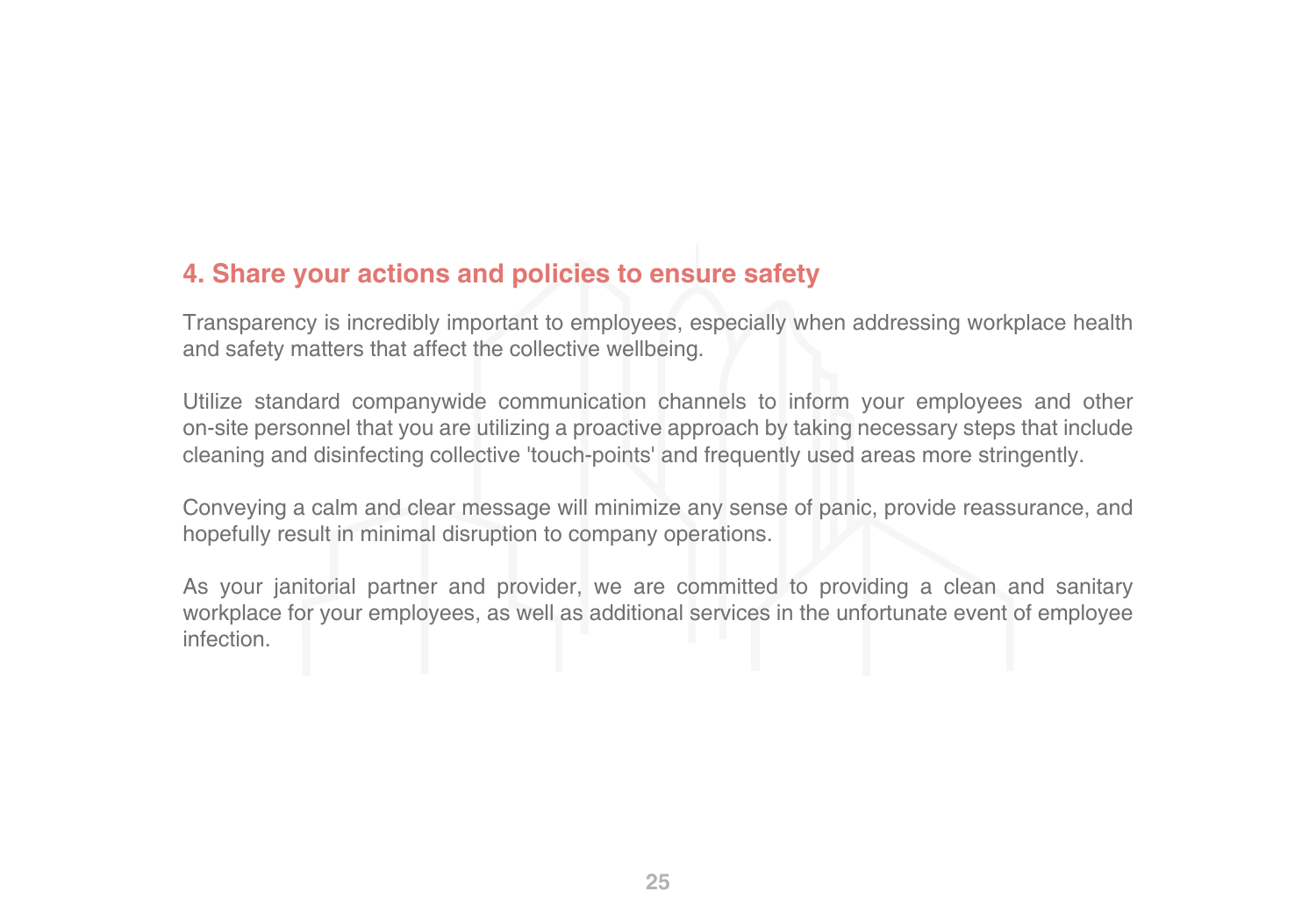## 4. Share your actions and policies to ensure safety

Transparency is incredibly important to employees, especially when addressing workplace health and safety matters that affect the collective wellbeing.

Utilize standard companywide communication channels to inform your employees and other on-site personnel that you are utilizing a proactive approach by taking necessary steps that include cleaning and disinfecting collective 'touch-points' and frequently used areas more stringently.

Conveying a calm and clear message will minimize any sense of panic, provide reassurance, and hopefully result in minimal disruption to company operations.

As your janitorial partner and provider, we are committed to providing a clean and sanitary workplace for your employees, as well as additional services in the unfortunate event of employee infection.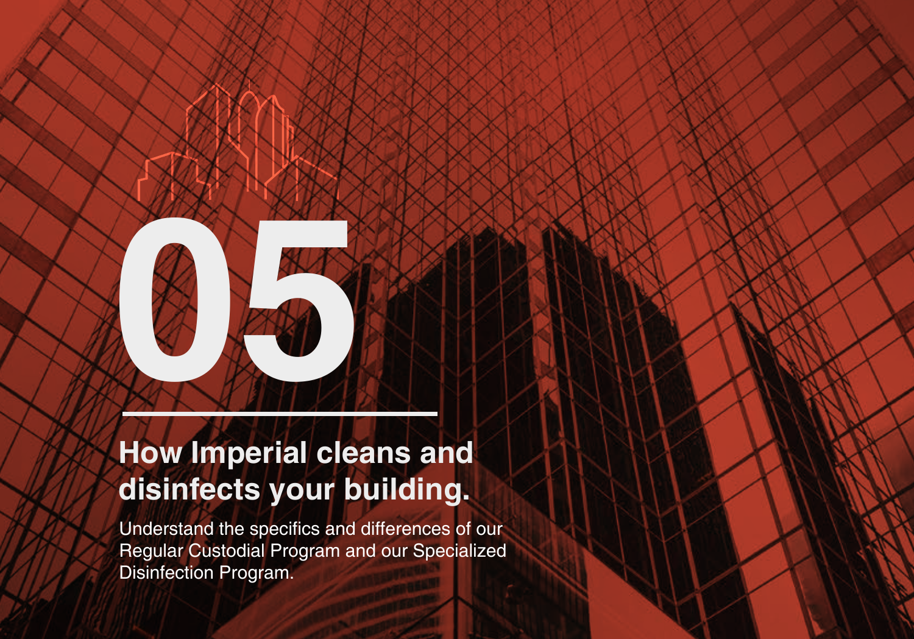# 05

## How Imperial cleans and disinfects your building.

Understand the specifics and differences of our Regular Custodial Program and our Specialized Disinfection Program.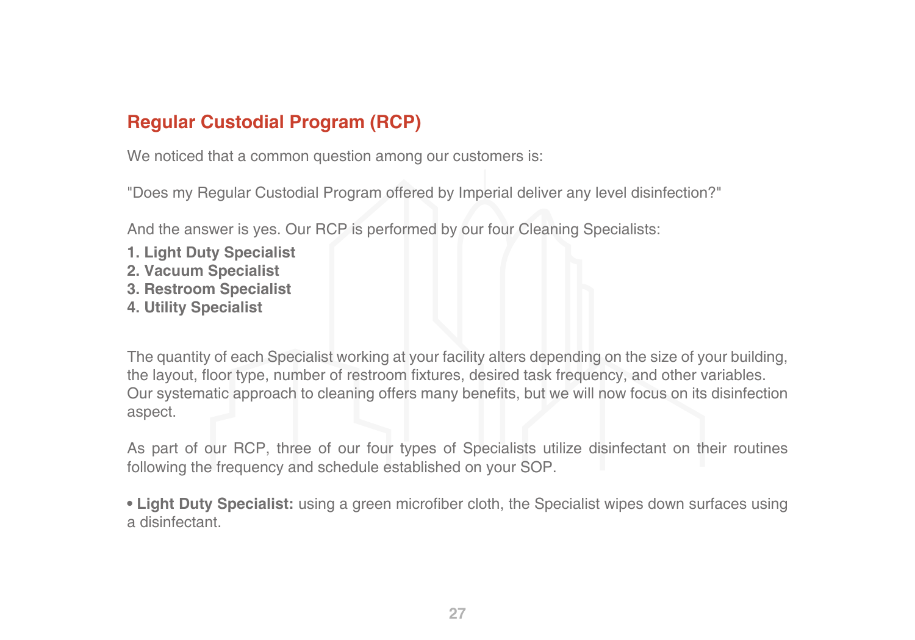## Regular Custodial Program (RCP)

We noticed that a common question among our customers is:

"Does my Regular Custodial Program offered by Imperial deliver any level disinfection?"

And the answer is yes. Our RCP is performed by our four Cleaning Specialists:

**1. Light Duty Specialist**
**2. Vacuum Specialist**
**3. Restroom Specialist**
**4. Utility Specialist**

The quantity of each Specialist working at your facility alters depending on the size of your building, the layout, floor type, number of restroom fixtures, desired task frequency, and other variables. Our systematic approach to cleaning offers many benefits, but we will now focus on its disinfection aspect.

As part of our RCP, three of our four types of Specialists utilize disinfectant on their routines following the frequency and schedule established on your SOP.

- **Light Duty Specialist:** using a green microfiber cloth, the Specialist wipes down surfaces using a disinfectant.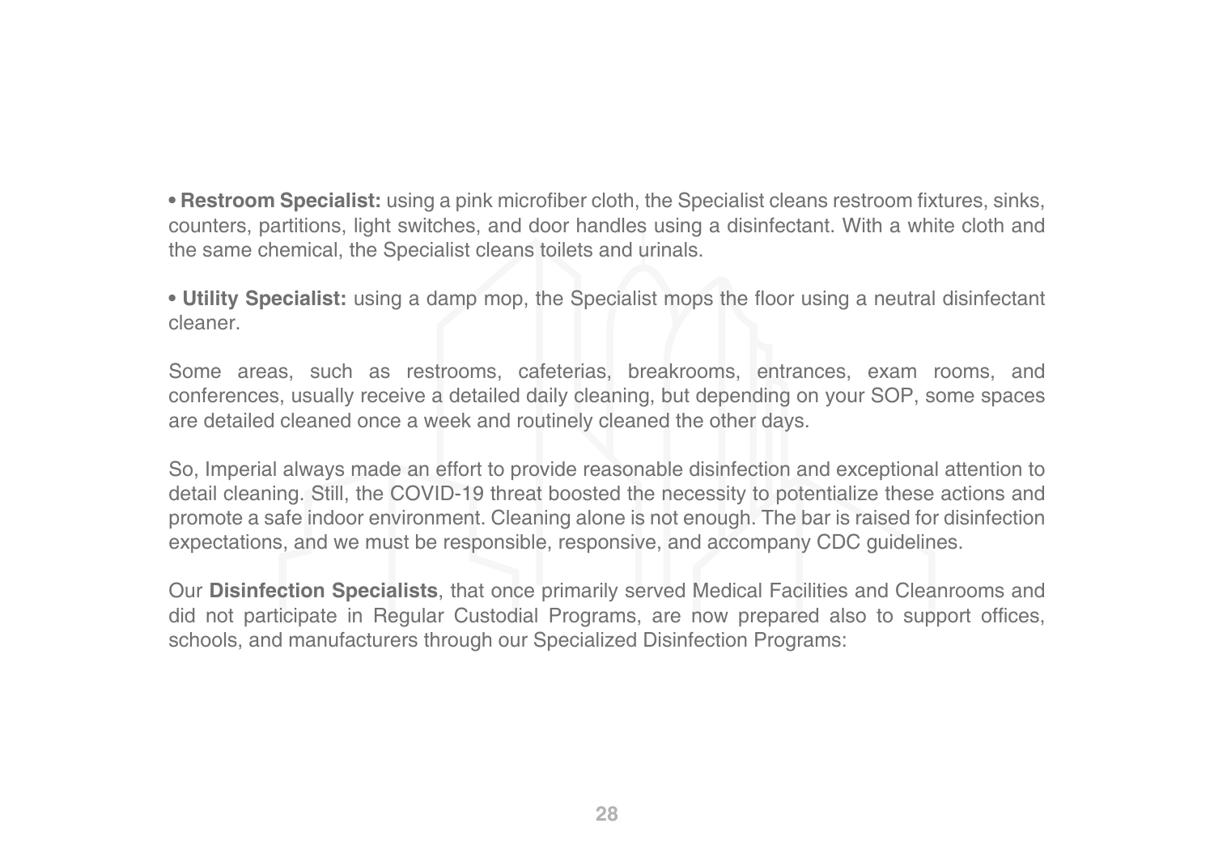- **Restroom Specialist:** using a pink microfiber cloth, the Specialist cleans restroom fixtures, sinks, counters, partitions, light switches, and door handles using a disinfectant. With a white cloth and the same chemical, the Specialist cleans toilets and urinals.

- **Utility Specialist:** using a damp mop, the Specialist mops the floor using a neutral disinfectant cleaner.

Some areas, such as restrooms, cafeterias, breakrooms, entrances, exam rooms, and conferences, usually receive a detailed daily cleaning, but depending on your SOP, some spaces are detailed cleaned once a week and routinely cleaned the other days.

So, Imperial always made an effort to provide reasonable disinfection and exceptional attention to detail cleaning. Still, the COVID-19 threat boosted the necessity to potentialize these actions and promote a safe indoor environment. Cleaning alone is not enough. The bar is raised for disinfection expectations, and we must be responsible, responsive, and accompany CDC guidelines.

Our **Disinfection Specialists**, that once primarily served Medical Facilities and Cleanrooms and did not participate in Regular Custodial Programs, are now prepared also to support offices, schools, and manufacturers through our Specialized Disinfection Programs: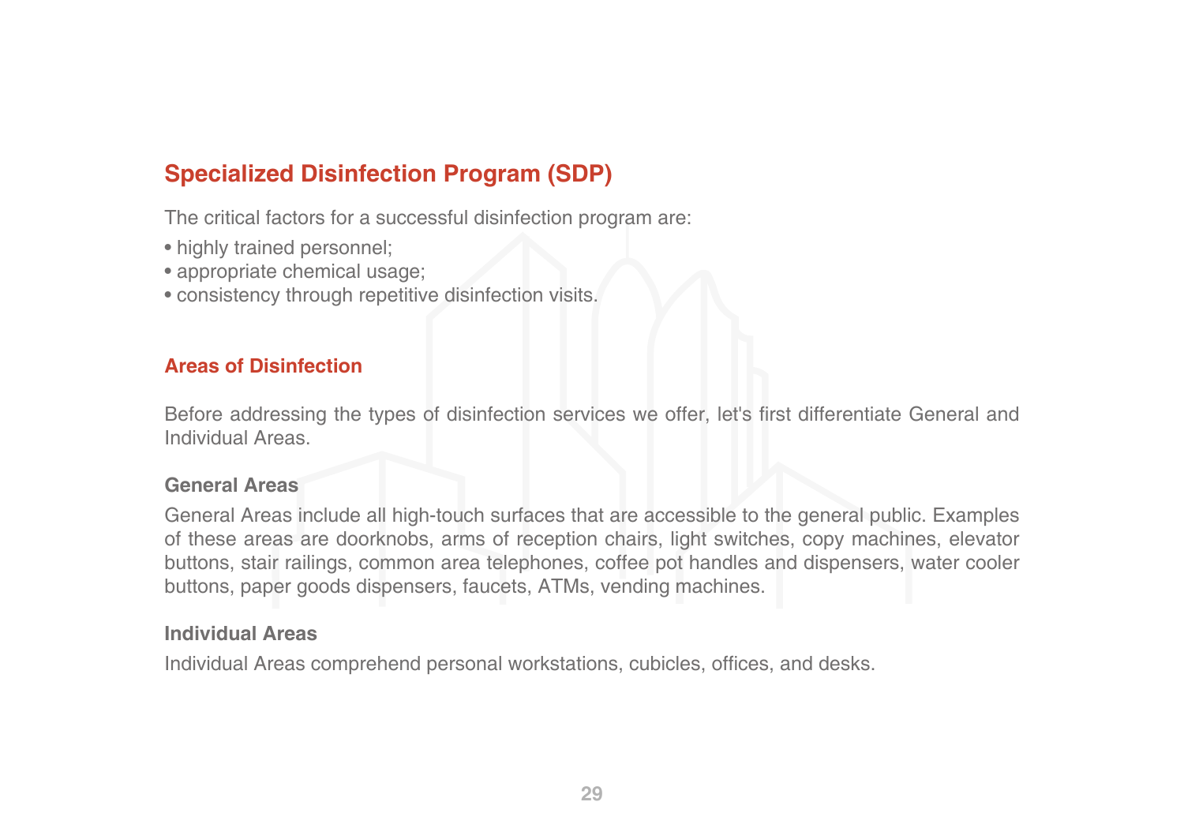## Specialized Disinfection Program (SDP)

The critical factors for a successful disinfection program are:

- highly trained personnel;
- appropriate chemical usage;
- consistency through repetitive disinfection visits.

### Areas of Disinfection

Before addressing the types of disinfection services we offer, let's first differentiate General and Individual Areas.

**General Areas**

General Areas include all high-touch surfaces that are accessible to the general public. Examples of these areas are doorknobs, arms of reception chairs, light switches, copy machines, elevator buttons, stair railings, common area telephones, coffee pot handles and dispensers, water cooler buttons, paper goods dispensers, faucets, ATMs, vending machines.

**Individual Areas**

Individual Areas comprehend personal workstations, cubicles, offices, and desks.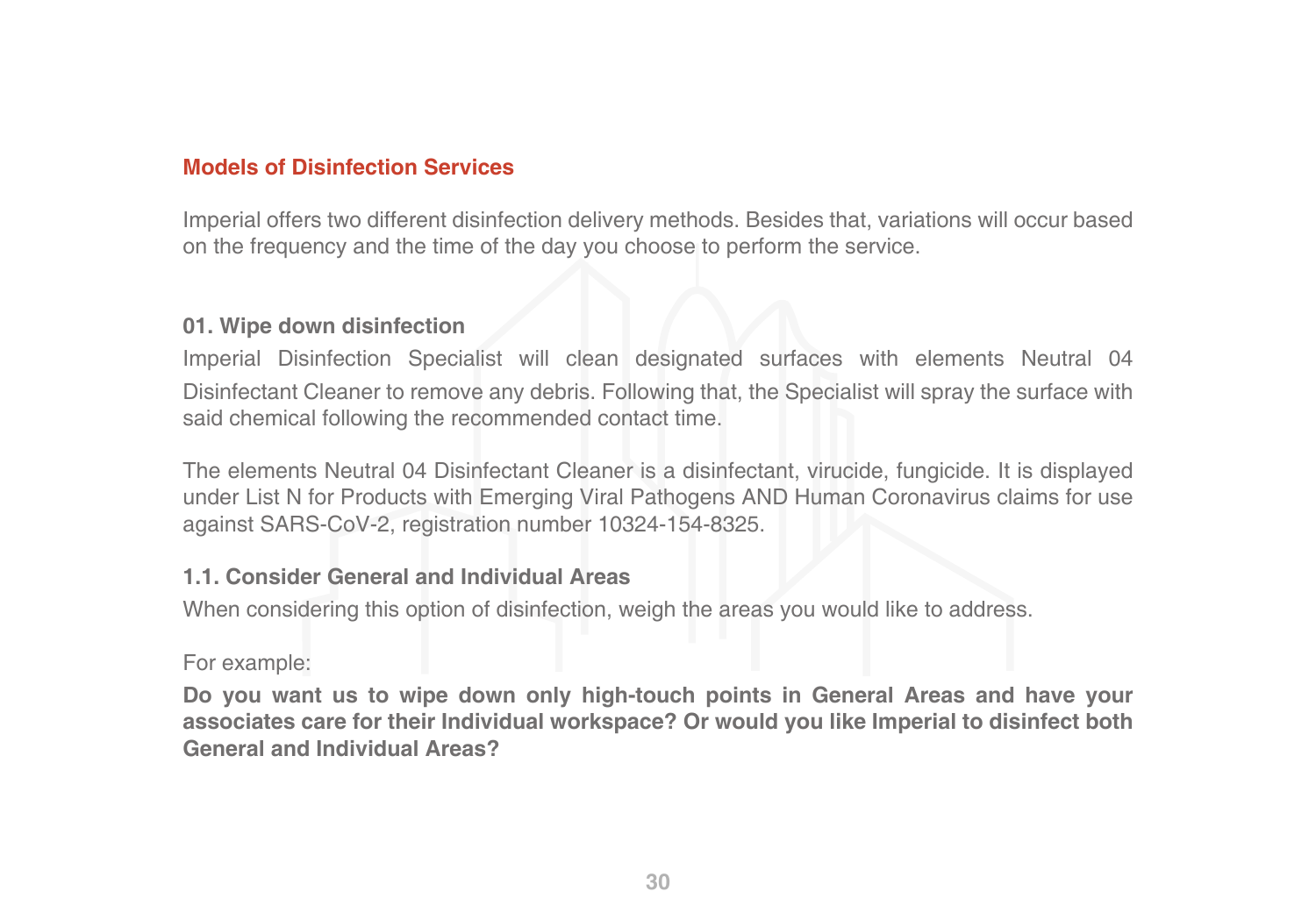## Models of Disinfection Services

Imperial offers two different disinfection delivery methods. Besides that, variations will occur based on the frequency and the time of the day you choose to perform the service.

### 01. Wipe down disinfection

Imperial Disinfection Specialist will clean designated surfaces with elements Neutral 04 Disinfectant Cleaner to remove any debris. Following that, the Specialist will spray the surface with said chemical following the recommended contact time.

The elements Neutral 04 Disinfectant Cleaner is a disinfectant, virucide, fungicide. It is displayed under List N for Products with Emerging Viral Pathogens AND Human Coronavirus claims for use against SARS-CoV-2, registration number 10324-154-8325.

### 1.1. Consider General and Individual Areas

When considering this option of disinfection, weigh the areas you would like to address.

For example:

**Do you want us to wipe down only high-touch points in General Areas and have your associates care for their Individual workspace? Or would you like Imperial to disinfect both General and Individual Areas?**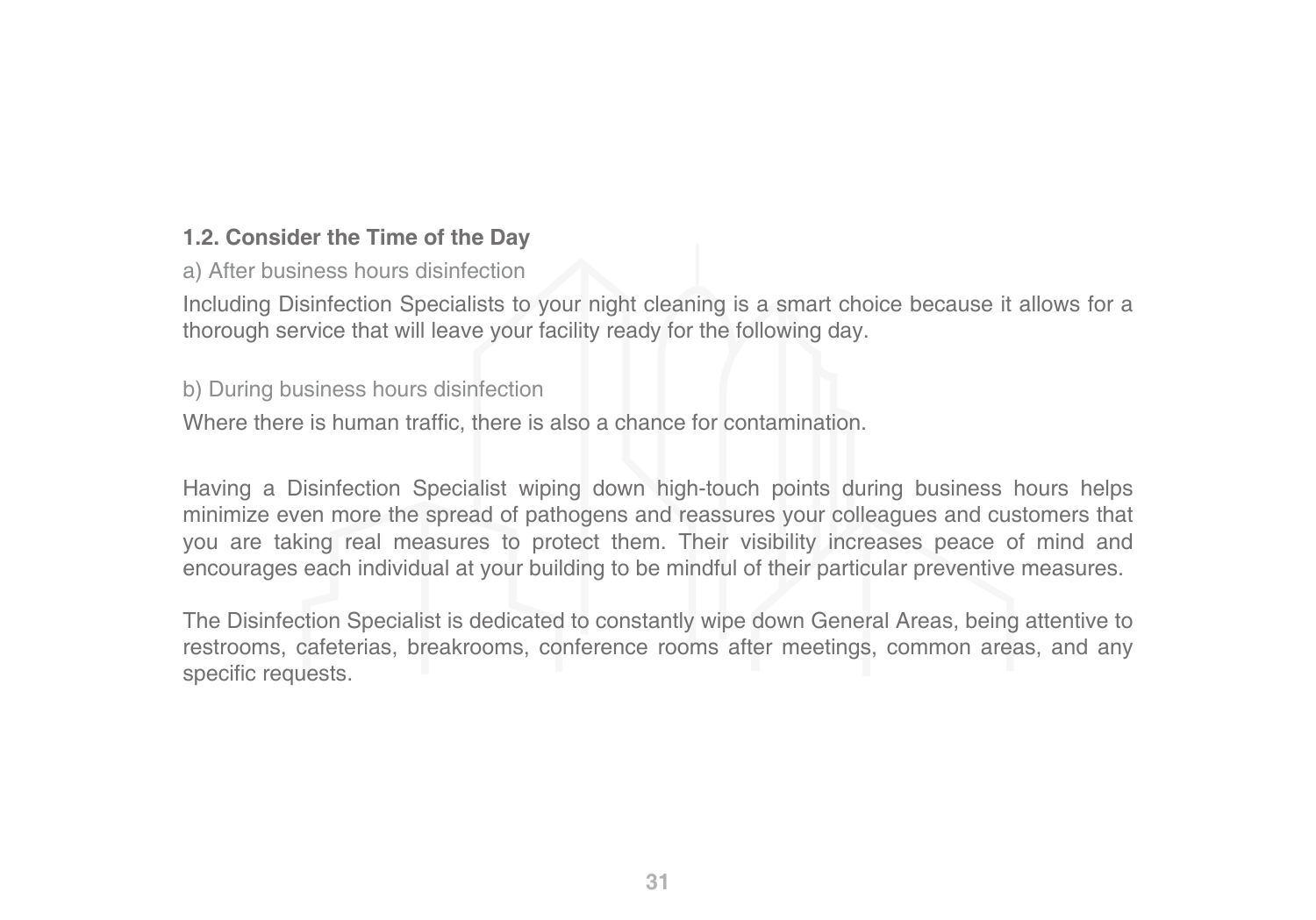### 1.2. Consider the Time of the Day

a) After business hours disinfection

Including Disinfection Specialists to your night cleaning is a smart choice because it allows for a thorough service that will leave your facility ready for the following day.

b) During business hours disinfection

Where there is human traffic, there is also a chance for contamination.

Having a Disinfection Specialist wiping down high-touch points during business hours helps minimize even more the spread of pathogens and reassures your colleagues and customers that you are taking real measures to protect them. Their visibility increases peace of mind and encourages each individual at your building to be mindful of their particular preventive measures.

The Disinfection Specialist is dedicated to constantly wipe down General Areas, being attentive to restrooms, cafeterias, breakrooms, conference rooms after meetings, common areas, and any specific requests.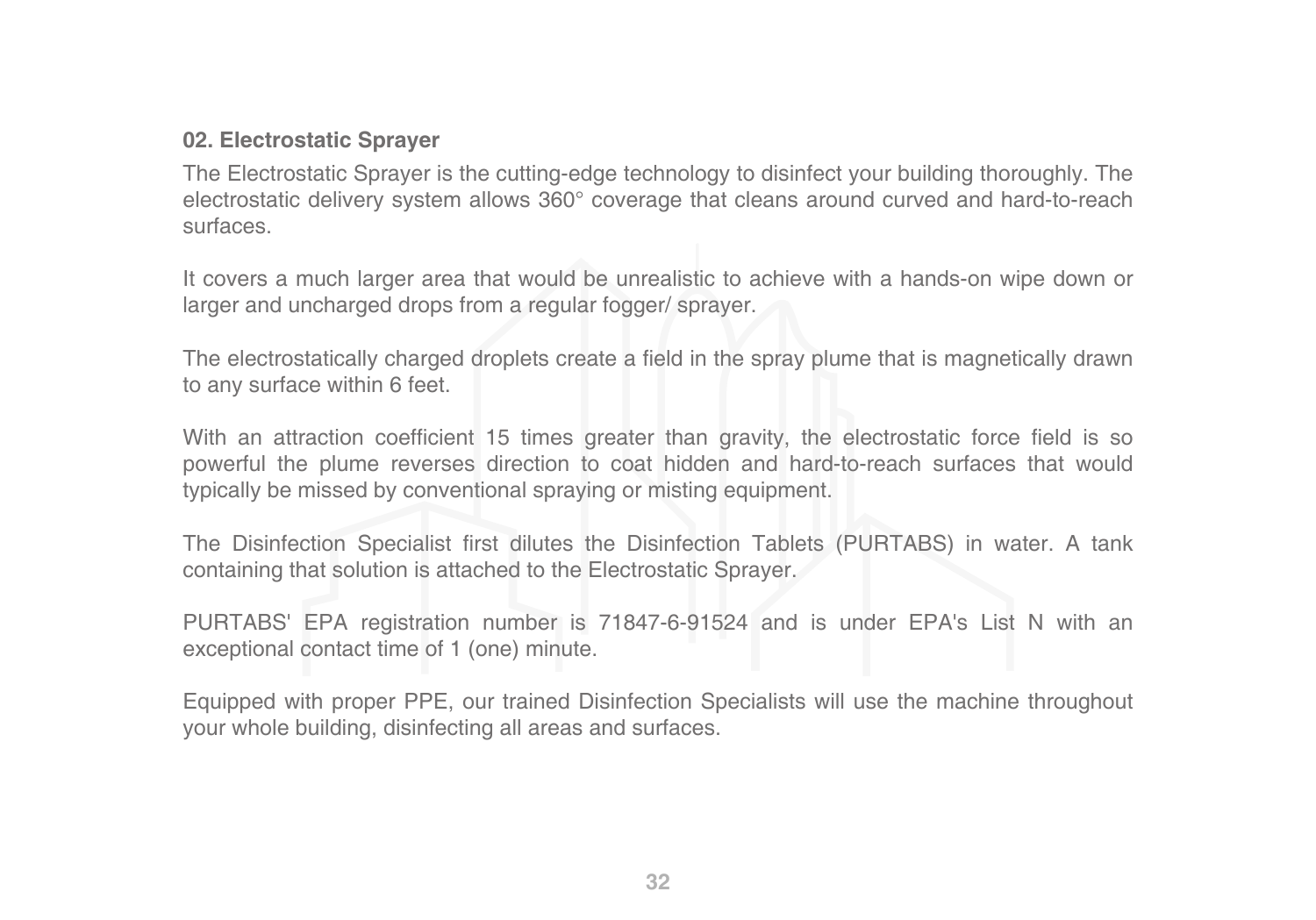## 02. Electrostatic Sprayer

The Electrostatic Sprayer is the cutting-edge technology to disinfect your building thoroughly. The electrostatic delivery system allows 360° coverage that cleans around curved and hard-to-reach surfaces.

It covers a much larger area that would be unrealistic to achieve with a hands-on wipe down or larger and uncharged drops from a regular fogger/ sprayer.

The electrostatically charged droplets create a field in the spray plume that is magnetically drawn to any surface within 6 feet.

With an attraction coefficient 15 times greater than gravity, the electrostatic force field is so powerful the plume reverses direction to coat hidden and hard-to-reach surfaces that would typically be missed by conventional spraying or misting equipment.

The Disinfection Specialist first dilutes the Disinfection Tablets (PURTABS) in water. A tank containing that solution is attached to the Electrostatic Sprayer.

PURTABS' EPA registration number is 71847-6-91524 and is under EPA's List N with an exceptional contact time of 1 (one) minute.

Equipped with proper PPE, our trained Disinfection Specialists will use the machine throughout your whole building, disinfecting all areas and surfaces.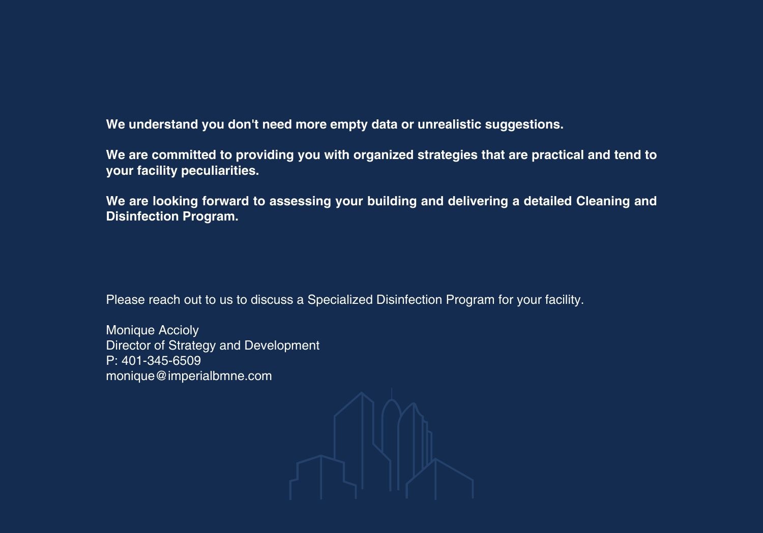**We understand you don't need more empty data or unrealistic suggestions.**

**We are committed to providing you with organized strategies that are practical and tend to your facility peculiarities.**

**We are looking forward to assessing your building and delivering a detailed Cleaning and Disinfection Program.**

Please reach out to us to discuss a Specialized Disinfection Program for your facility.

Monique Accioly
Director of Strategy and Development
P: 401-345-6509
monique@imperialbmne.com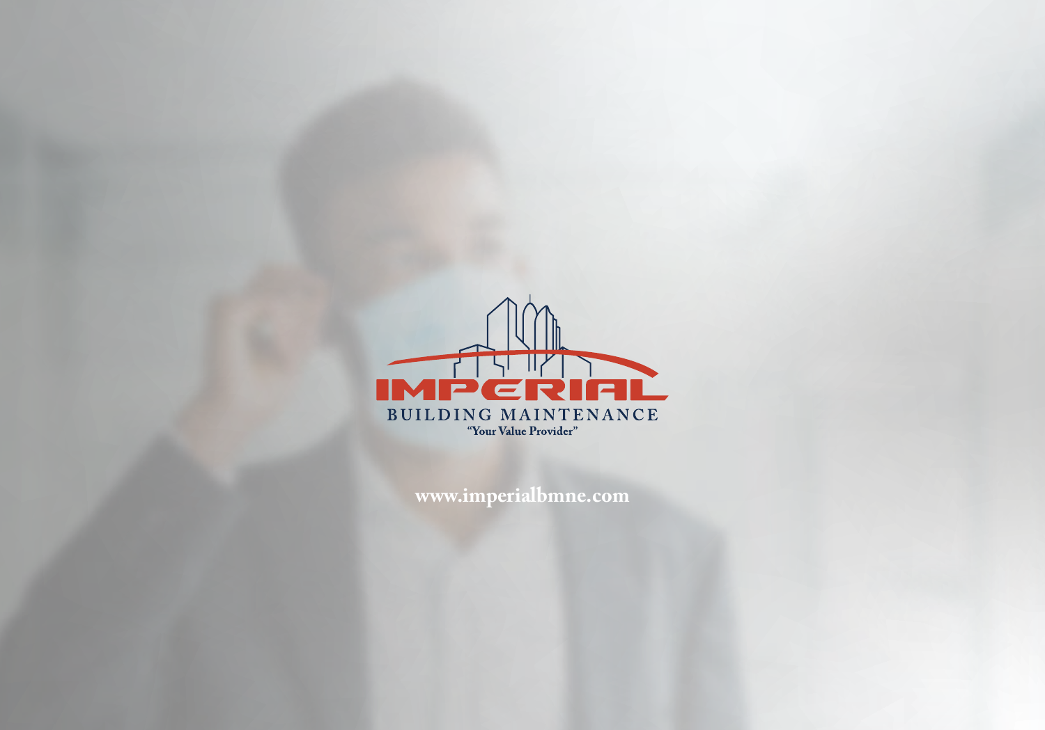IMPERIAL

BUILDING MAINTENANCE

"Your Value Provider"

www.imperialbmne.com